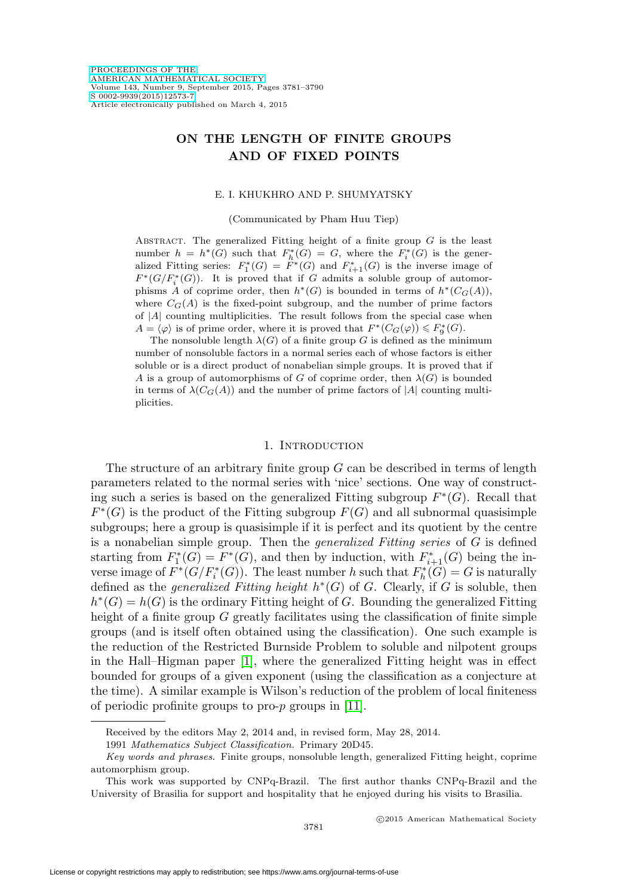# ON THE LENGTH OF FINITE GROUPS AND OF FIXED POINTS

E. I. KHUKHRO AND P. SHUMYATSKY

(Communicated by Pham Huu Tiep)

Abstract. The generalized Fitting height of a finite group $G$ is the least number $h = h^*(G)$ such that $F_h^*(G) = G$, where the $F_i^*(G)$ is the generalized Fitting series: $F_1^*(G) = F^*(G)$ and $F_{i+1}^*(G)$ is the inverse image of $F^*(G/F_i^*(G))$. It is proved that if $G$ admits a soluble group of automorphisms $A$ of coprime order, then $h^*(G)$ is bounded in terms of $h^*(C_G(A))$, where $C_G(A)$ is the fixed-point subgroup, and the number of prime factors of $|A|$ counting multiplicities. The result follows from the special case when $A = \langle \varphi \rangle$ is of prime order, where it is proved that $F^*(C_G(\varphi)) \leqslant F_9^*(G)$.

The nonsoluble length $\lambda(G)$ of a finite group $G$ is defined as the minimum number of nonsoluble factors in a normal series each of whose factors is either soluble or is a direct product of nonabelian simple groups. It is proved that if $A$ is a group of automorphisms of $G$ of coprime order, then $\lambda(G)$ is bounded in terms of $\lambda(C_G(A))$ and the number of prime factors of $|A|$ counting multiplicities.

## 1. Introduction

The structure of an arbitrary finite group $G$ can be described in terms of length parameters related to the normal series with 'nice' sections. One way of constructing such a series is based on the generalized Fitting subgroup $F^*(G)$. Recall that $F^*(G)$ is the product of the Fitting subgroup $F(G)$ and all subnormal quasisimple subgroups; here a group is quasisimple if it is perfect and its quotient by the centre is a nonabelian simple group. Then the *generalized Fitting series* of $G$ is defined starting from $F_1^*(G) = F^*(G)$, and then by induction, with $F_{i+1}^*(G)$ being the inverse image of $F^*(G/F_i^*(G))$. The least number $h$ such that $F_h^*(G) = G$ is naturally defined as the *generalized Fitting height* $h^*(G)$ of $G$. Clearly, if $G$ is soluble, then $h^*(G) = h(G)$ is the ordinary Fitting height of $G$. Bounding the generalized Fitting height of a finite group $G$ greatly facilitates using the classification of finite simple groups (and is itself often obtained using the classification). One such example is the reduction of the Restricted Burnside Problem to soluble and nilpotent groups in the Hall–Higman paper [1], where the generalized Fitting height was in effect bounded for groups of a given exponent (using the classification as a conjecture at the time). A similar example is Wilson's reduction of the problem of local finiteness of periodic profinite groups to pro-$p$ groups in [11].

---

Received by the editors May 2, 2014 and, in revised form, May 28, 2014.

1991 *Mathematics Subject Classification.* Primary 20D45.

*Key words and phrases.* Finite groups, nonsoluble length, generalized Fitting height, coprime automorphism group.

This work was supported by CNPq-Brazil. The first author thanks CNPq-Brazil and the University of Brasilia for support and hospitality that he enjoyed during his visits to Brasilia.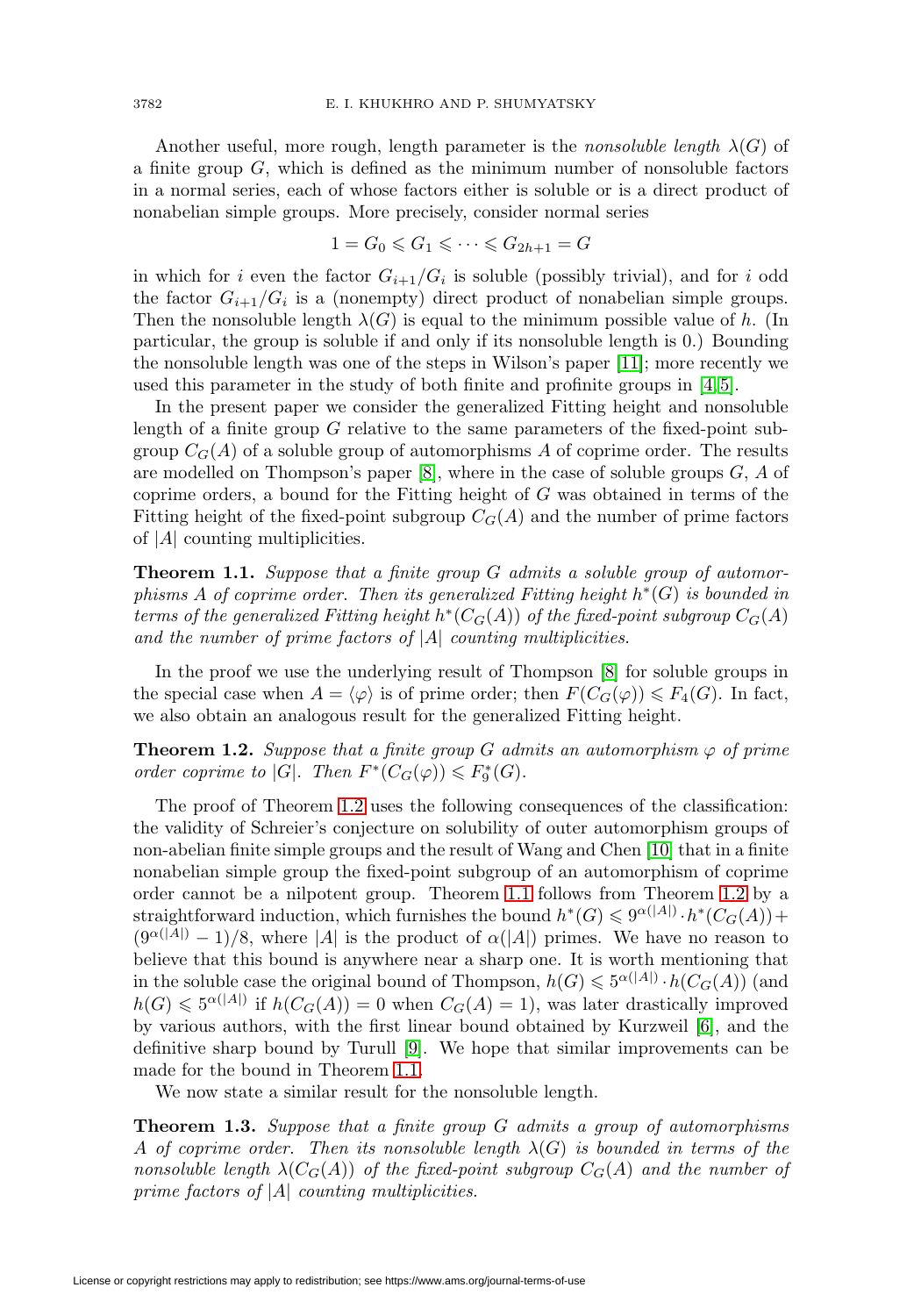Another useful, more rough, length parameter is the *nonsoluble length* $\lambda(G)$ of a finite group $G$, which is defined as the minimum number of nonsoluble factors in a normal series, each of whose factors either is soluble or is a direct product of nonabelian simple groups. More precisely, consider normal series

$$1 = G_0 \leqslant G_1 \leqslant \cdots \leqslant G_{2h+1} = G$$

in which for $i$ even the factor $G_{i+1}/G_i$ is soluble (possibly trivial), and for $i$ odd the factor $G_{i+1}/G_i$ is a (nonempty) direct product of nonabelian simple groups. Then the nonsoluble length $\lambda(G)$ is equal to the minimum possible value of $h$. (In particular, the group is soluble if and only if its nonsoluble length is 0.) Bounding the nonsoluble length was one of the steps in Wilson's paper [11]; more recently we used this parameter in the study of both finite and profinite groups in [4, 5].

In the present paper we consider the generalized Fitting height and nonsoluble length of a finite group $G$ relative to the same parameters of the fixed-point subgroup $C_G(A)$ of a soluble group of automorphisms $A$ of coprime order. The results are modelled on Thompson's paper [8], where in the case of soluble groups $G$, $A$ of coprime orders, a bound for the Fitting height of $G$ was obtained in terms of the Fitting height of the fixed-point subgroup $C_G(A)$ and the number of prime factors of $|A|$ counting multiplicities.

**Theorem 1.1.** *Suppose that a finite group $G$ admits a soluble group of automorphisms $A$ of coprime order. Then its generalized Fitting height $h^*(G)$ is bounded in terms of the generalized Fitting height $h^*(C_G(A))$ of the fixed-point subgroup $C_G(A)$ and the number of prime factors of $|A|$ counting multiplicities.*

In the proof we use the underlying result of Thompson [8] for soluble groups in the special case when $A = \langle\varphi\rangle$ is of prime order; then $F(C_G(\varphi)) \leqslant F_4(G)$. In fact, we also obtain an analogous result for the generalized Fitting height.

**Theorem 1.2.** *Suppose that a finite group $G$ admits an automorphism $\varphi$ of prime order coprime to $|G|$. Then $F^*(C_G(\varphi)) \leqslant F_9^*(G)$.*

The proof of Theorem 1.2 uses the following consequences of the classification: the validity of Schreier's conjecture on solubility of outer automorphism groups of non-abelian finite simple groups and the result of Wang and Chen [10] that in a finite nonabelian simple group the fixed-point subgroup of an automorphism of coprime order cannot be a nilpotent group. Theorem 1.1 follows from Theorem 1.2 by a straightforward induction, which furnishes the bound $h^*(G) \leqslant 9^{\alpha(|A|)} \cdot h^*(C_G(A)) + (9^{\alpha(|A|)} - 1)/8$, where $|A|$ is the product of $\alpha(|A|)$ primes. We have no reason to believe that this bound is anywhere near a sharp one. It is worth mentioning that in the soluble case the original bound of Thompson, $h(G) \leqslant 5^{\alpha(|A|)} \cdot h(C_G(A))$ (and $h(G) \leqslant 5^{\alpha(|A|)}$ if $h(C_G(A)) = 0$ when $C_G(A) = 1$), was later drastically improved by various authors, with the first linear bound obtained by Kurzweil [6], and the definitive sharp bound by Turull [9]. We hope that similar improvements can be made for the bound in Theorem 1.1.

We now state a similar result for the nonsoluble length.

**Theorem 1.3.** *Suppose that a finite group $G$ admits a group of automorphisms $A$ of coprime order. Then its nonsoluble length $\lambda(G)$ is bounded in terms of the nonsoluble length $\lambda(C_G(A))$ of the fixed-point subgroup $C_G(A)$ and the number of prime factors of $|A|$ counting multiplicities.*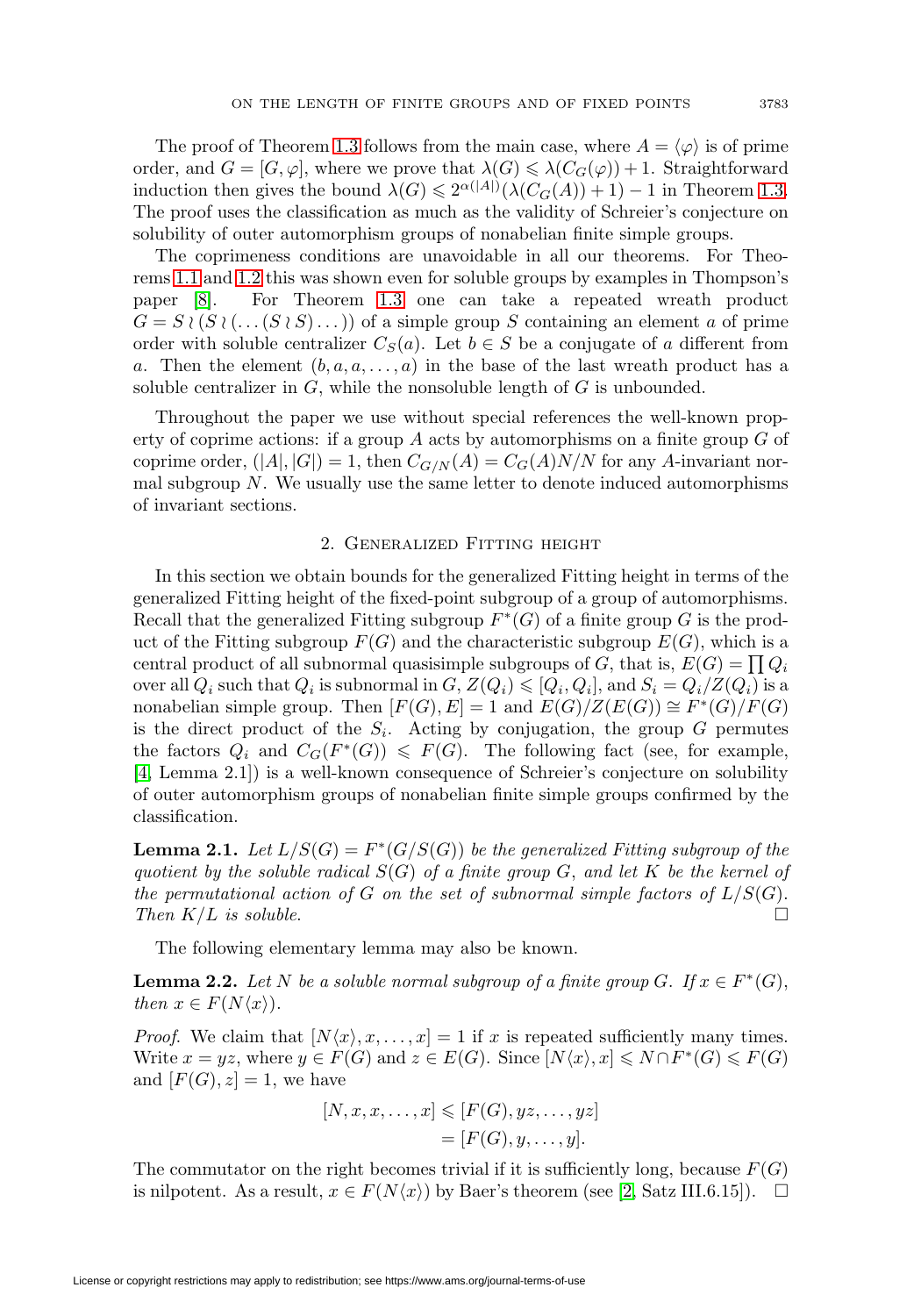The proof of Theorem 1.3 follows from the main case, where $A = \langle \varphi \rangle$ is of prime order, and $G = [G, \varphi]$, where we prove that $\lambda(G) \leqslant \lambda(C_G(\varphi)) + 1$. Straightforward induction then gives the bound $\lambda(G) \leqslant 2^{\alpha(|A|)}(\lambda(C_G(A)) + 1) - 1$ in Theorem 1.3. The proof uses the classification as much as the validity of Schreier's conjecture on solubility of outer automorphism groups of nonabelian finite simple groups.

The coprimeness conditions are unavoidable in all our theorems. For Theorems 1.1 and 1.2 this was shown even for soluble groups by examples in Thompson's paper [8]. For Theorem 1.3 one can take a repeated wreath product $G = S \wr (S \wr (\dots (S \wr S) \dots))$ of a simple group $S$ containing an element $a$ of prime order with soluble centralizer $C_S(a)$. Let $b \in S$ be a conjugate of $a$ different from $a$. Then the element $(b, a, a, \dots, a)$ in the base of the last wreath product has a soluble centralizer in $G$, while the nonsoluble length of $G$ is unbounded.

Throughout the paper we use without special references the well-known property of coprime actions: if a group $A$ acts by automorphisms on a finite group $G$ of coprime order, $(|A|, |G|) = 1$, then $C_{G/N}(A) = C_G(A)N/N$ for any $A$-invariant normal subgroup $N$. We usually use the same letter to denote induced automorphisms of invariant sections.

## 2. Generalized Fitting height

In this section we obtain bounds for the generalized Fitting height in terms of the generalized Fitting height of the fixed-point subgroup of a group of automorphisms. Recall that the generalized Fitting subgroup $F^*(G)$ of a finite group $G$ is the product of the Fitting subgroup $F(G)$ and the characteristic subgroup $E(G)$, which is a central product of all subnormal quasisimple subgroups of $G$, that is, $E(G) = \prod Q_i$ over all $Q_i$ such that $Q_i$ is subnormal in $G$, $Z(Q_i) \leqslant [Q_i, Q_i]$, and $S_i = Q_i/Z(Q_i)$ is a nonabelian simple group. Then $[F(G), E] = 1$ and $E(G)/Z(E(G)) \cong F^*(G)/F(G)$ is the direct product of the $S_i$. Acting by conjugation, the group $G$ permutes the factors $Q_i$ and $C_G(F^*(G)) \leqslant F(G)$. The following fact (see, for example, [4, Lemma 2.1]) is a well-known consequence of Schreier's conjecture on solubility of outer automorphism groups of nonabelian finite simple groups confirmed by the classification.

**Lemma 2.1.** *Let $L/S(G) = F^*(G/S(G))$ be the generalized Fitting subgroup of the quotient by the soluble radical $S(G)$ of a finite group $G$, and let $K$ be the kernel of the permutational action of $G$ on the set of subnormal simple factors of $L/S(G)$. Then $K/L$ is soluble.* □

The following elementary lemma may also be known.

**Lemma 2.2.** *Let $N$ be a soluble normal subgroup of a finite group $G$. If $x \in F^*(G)$, then $x \in F(N\langle x \rangle)$.*

*Proof.* We claim that $[N\langle x \rangle, x, \dots, x] = 1$ if $x$ is repeated sufficiently many times. Write $x = yz$, where $y \in F(G)$ and $z \in E(G)$. Since $[N\langle x \rangle, x] \leqslant N \cap F^*(G) \leqslant F(G)$ and $[F(G), z] = 1$, we have

$$[N, x, x, \dots, x] \leqslant [F(G), yz, \dots, yz]$$
$$= [F(G), y, \dots, y].$$

The commutator on the right becomes trivial if it is sufficiently long, because $F(G)$ is nilpotent. As a result, $x \in F(N\langle x \rangle)$ by Baer's theorem (see [2, Satz III.6.15]). □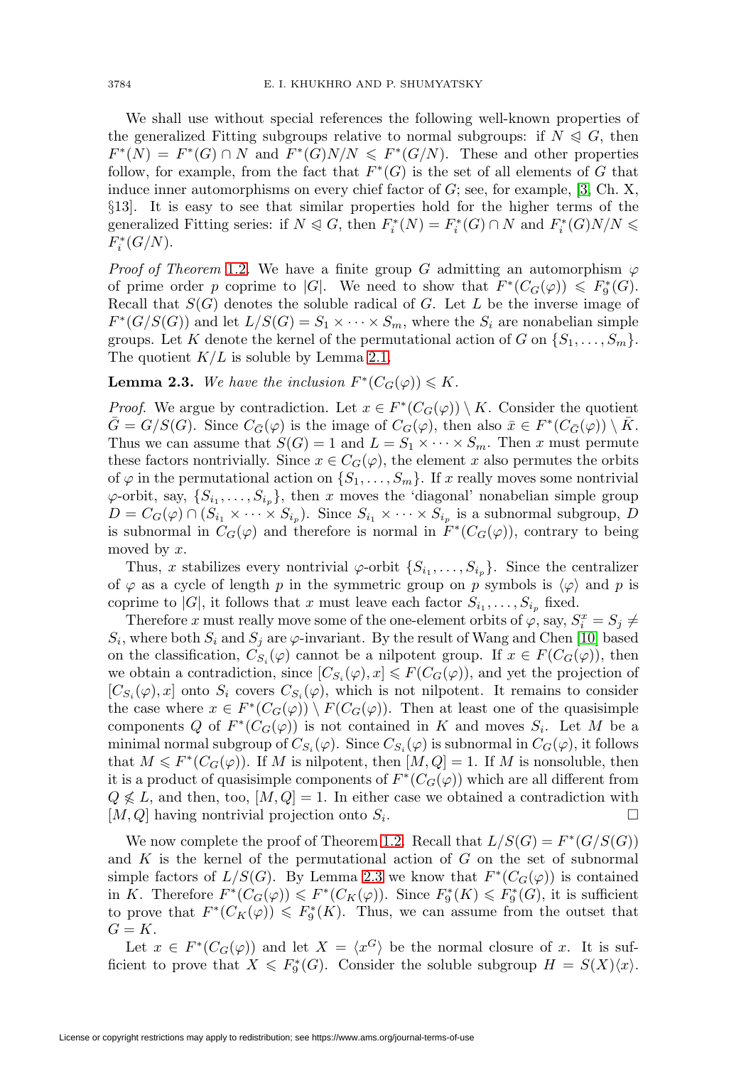We shall use without special references the following well-known properties of the generalized Fitting subgroups relative to normal subgroups: if $N \trianglelefteq G$, then $F^*(N) = F^*(G) \cap N$ and $F^*(G)N/N \leqslant F^*(G/N)$. These and other properties follow, for example, from the fact that $F^*(G)$ is the set of all elements of $G$ that induce inner automorphisms on every chief factor of $G$; see, for example, [3, Ch. X, §13]. It is easy to see that similar properties hold for the higher terms of the generalized Fitting series: if $N \trianglelefteq G$, then $F_i^*(N) = F_i^*(G) \cap N$ and $F_i^*(G)N/N \leqslant F_i^*(G/N)$.

*Proof of Theorem* 1.2. We have a finite group $G$ admitting an automorphism $\varphi$ of prime order $p$ coprime to $|G|$. We need to show that $F^*(C_G(\varphi)) \leqslant F_9^*(G)$. Recall that $S(G)$ denotes the soluble radical of $G$. Let $L$ be the inverse image of $F^*(G/S(G))$ and let $L/S(G) = S_1 \times \cdots \times S_m$, where the $S_i$ are nonabelian simple groups. Let $K$ denote the kernel of the permutational action of $G$ on $\{S_1, \ldots, S_m\}$. The quotient $K/L$ is soluble by Lemma 2.1.

**Lemma 2.3.** *We have the inclusion $F^*(C_G(\varphi)) \leqslant K$.*

*Proof.* We argue by contradiction. Let $x \in F^*(C_G(\varphi)) \setminus K$. Consider the quotient $\bar{G} = G/S(G)$. Since $C_{\bar{G}}(\varphi)$ is the image of $C_G(\varphi)$, then also $\bar{x} \in F^*(C_{\bar{G}}(\varphi)) \setminus \bar{K}$. Thus we can assume that $S(G) = 1$ and $L = S_1 \times \cdots \times S_m$. Then $x$ must permute these factors nontrivially. Since $x \in C_G(\varphi)$, the element $x$ also permutes the orbits of $\varphi$ in the permutational action on $\{S_1, \ldots, S_m\}$. If $x$ really moves some nontrivial $\varphi$-orbit, say, $\{S_{i_1}, \ldots, S_{i_p}\}$, then $x$ moves the 'diagonal' nonabelian simple group $D = C_G(\varphi) \cap (S_{i_1} \times \cdots \times S_{i_p})$. Since $S_{i_1} \times \cdots \times S_{i_p}$ is a subnormal subgroup, $D$ is subnormal in $C_G(\varphi)$ and therefore is normal in $F^*(C_G(\varphi))$, contrary to being moved by $x$.

Thus, $x$ stabilizes every nontrivial $\varphi$-orbit $\{S_{i_1}, \ldots, S_{i_p}\}$. Since the centralizer of $\varphi$ as a cycle of length $p$ in the symmetric group on $p$ symbols is $\langle \varphi \rangle$ and $p$ is coprime to $|G|$, it follows that $x$ must leave each factor $S_{i_1}, \ldots, S_{i_p}$ fixed.

Therefore $x$ must really move some of the one-element orbits of $\varphi$, say, $S_i^x = S_j \neq S_i$, where both $S_i$ and $S_j$ are $\varphi$-invariant. By the result of Wang and Chen [10] based on the classification, $C_{S_i}(\varphi)$ cannot be a nilpotent group. If $x \in F(C_G(\varphi))$, then we obtain a contradiction, since $[C_{S_i}(\varphi), x] \leqslant F(C_G(\varphi))$, and yet the projection of $[C_{S_i}(\varphi), x]$ onto $S_i$ covers $C_{S_i}(\varphi)$, which is not nilpotent. It remains to consider the case where $x \in F^*(C_G(\varphi)) \setminus F(C_G(\varphi))$. Then at least one of the quasisimple components $Q$ of $F^*(C_G(\varphi))$ is not contained in $K$ and moves $S_i$. Let $M$ be a minimal normal subgroup of $C_{S_i}(\varphi)$. Since $C_{S_i}(\varphi)$ is subnormal in $C_G(\varphi)$, it follows that $M \leqslant F^*(C_G(\varphi))$. If $M$ is nilpotent, then $[M, Q] = 1$. If $M$ is nonsoluble, then it is a product of quasisimple components of $F^*(C_G(\varphi))$ which are all different from $Q \not\leqslant L$, and then, too, $[M, Q] = 1$. In either case we obtained a contradiction with $[M, Q]$ having nontrivial projection onto $S_i$. $\square$

We now complete the proof of Theorem 1.2. Recall that $L/S(G) = F^*(G/S(G))$ and $K$ is the kernel of the permutational action of $G$ on the set of subnormal simple factors of $L/S(G)$. By Lemma 2.3 we know that $F^*(C_G(\varphi))$ is contained in $K$. Therefore $F^*(C_G(\varphi)) \leqslant F^*(C_K(\varphi))$. Since $F_9^*(K) \leqslant F_9^*(G)$, it is sufficient to prove that $F^*(C_K(\varphi)) \leqslant F_9^*(K)$. Thus, we can assume from the outset that $G = K$.

Let $x \in F^*(C_G(\varphi))$ and let $X = \langle x^G \rangle$ be the normal closure of $x$. It is sufficient to prove that $X \leqslant F_9^*(G)$. Consider the soluble subgroup $H = S(X)\langle x \rangle$.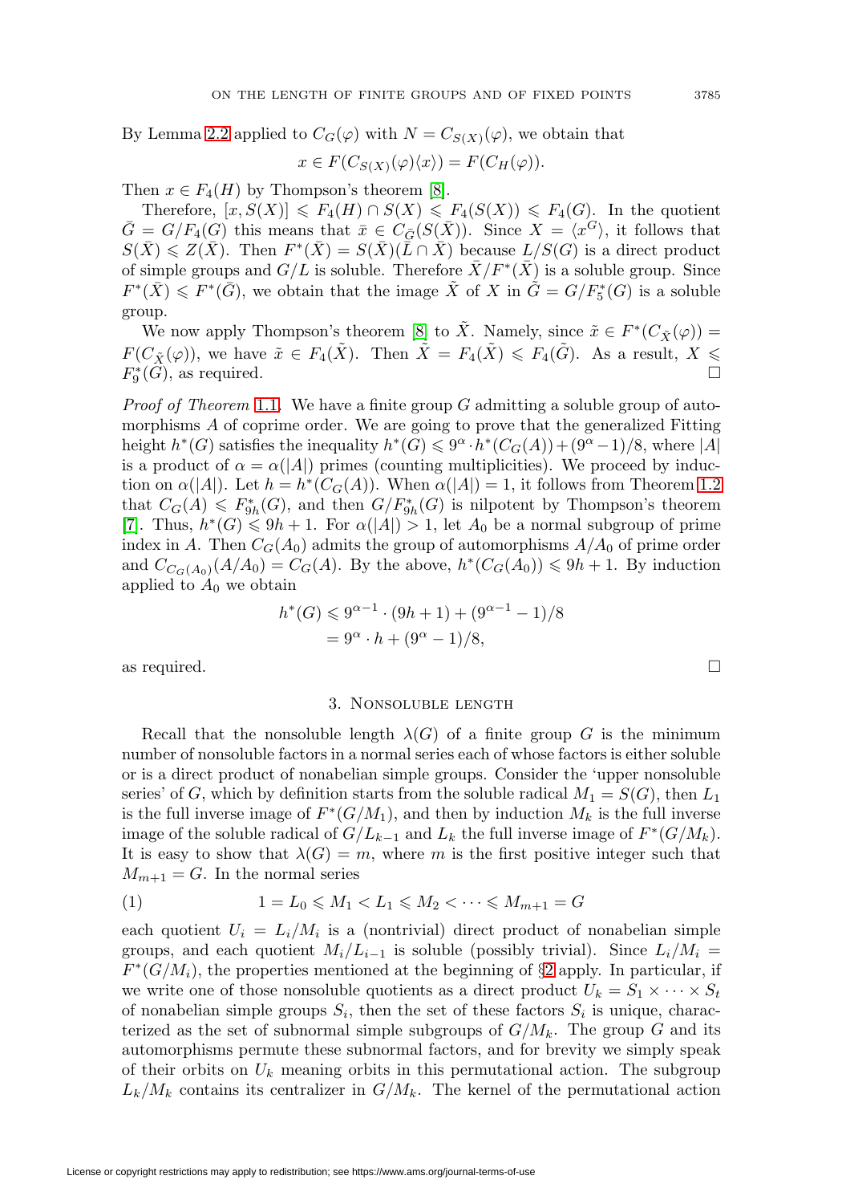By Lemma 2.2 applied to $C_G(\varphi)$ with $N = C_{S(X)}(\varphi)$, we obtain that

$$x \in F(C_{S(X)}(\varphi)\langle x\rangle) = F(C_H(\varphi)).$$

Then $x \in F_4(H)$ by Thompson's theorem [8].

Therefore, $[x, S(X)] \leqslant F_4(H) \cap S(X) \leqslant F_4(S(X)) \leqslant F_4(G)$. In the quotient $\bar{G} = G/F_4(G)$ this means that $\bar{x} \in C_{\bar{G}}(S(\bar{X}))$. Since $X = \langle x^G \rangle$, it follows that $S(\bar{X}) \leqslant Z(\bar{X})$. Then $F^*(\bar{X}) = S(\bar{X})(\bar{L} \cap \bar{X})$ because $L/S(G)$ is a direct product of simple groups and $G/L$ is soluble. Therefore $\bar{X}/F^*(\bar{X})$ is a soluble group. Since $F^*(\bar{X}) \leqslant F^*(\bar{G})$, we obtain that the image $\tilde{X}$ of $X$ in $\tilde{G} = G/F_5^*(G)$ is a soluble group.

We now apply Thompson's theorem [8] to $\tilde{X}$. Namely, since $\tilde{x} \in F^*(C_{\tilde{X}}(\varphi)) = F(C_{\tilde{X}}(\varphi))$, we have $\tilde{x} \in F_4(\tilde{X})$. Then $\tilde{X} = F_4(\tilde{X}) \leqslant F_4(\tilde{G})$. As a result, $X \leqslant F_9^*(G)$, as required. □

*Proof of Theorem* 1.1. We have a finite group $G$ admitting a soluble group of automorphisms $A$ of coprime order. We are going to prove that the generalized Fitting height $h^*(G)$ satisfies the inequality $h^*(G) \leqslant 9^\alpha \cdot h^*(C_G(A)) + (9^\alpha - 1)/8$, where $|A|$ is a product of $\alpha = \alpha(|A|)$ primes (counting multiplicities). We proceed by induction on $\alpha(|A|)$. Let $h = h^*(C_G(A))$. When $\alpha(|A|) = 1$, it follows from Theorem 1.2 that $C_G(A) \leqslant F_{9h}^*(G)$, and then $G/F_{9h}^*(G)$ is nilpotent by Thompson's theorem [7]. Thus, $h^*(G) \leqslant 9h + 1$. For $\alpha(|A|) > 1$, let $A_0$ be a normal subgroup of prime index in $A$. Then $C_G(A_0)$ admits the group of automorphisms $A/A_0$ of prime order and $C_{C_G(A_0)}(A/A_0) = C_G(A)$. By the above, $h^*(C_G(A_0)) \leqslant 9h + 1$. By induction applied to $A_0$ we obtain

$$\begin{aligned} h^*(G) &\leqslant 9^{\alpha-1} \cdot (9h + 1) + (9^{\alpha-1} - 1)/8 \\ &= 9^\alpha \cdot h + (9^\alpha - 1)/8, \end{aligned}$$

as required. □

## 3. Nonsoluble length

Recall that the nonsoluble length $\lambda(G)$ of a finite group $G$ is the minimum number of nonsoluble factors in a normal series each of whose factors is either soluble or is a direct product of nonabelian simple groups. Consider the 'upper nonsoluble series' of $G$, which by definition starts from the soluble radical $M_1 = S(G)$, then $L_1$ is the full inverse image of $F^*(G/M_1)$, and then by induction $M_k$ is the full inverse image of the soluble radical of $G/L_{k-1}$ and $L_k$ the full inverse image of $F^*(G/M_k)$. It is easy to show that $\lambda(G) = m$, where $m$ is the first positive integer such that $M_{m+1} = G$. In the normal series

$$1 = L_0 \leqslant M_1 < L_1 \leqslant M_2 < \cdots \leqslant M_{m+1} = G \tag{1}$$

each quotient $U_i = L_i/M_i$ is a (nontrivial) direct product of nonabelian simple groups, and each quotient $M_i/L_{i-1}$ is soluble (possibly trivial). Since $L_i/M_i = F^*(G/M_i)$, the properties mentioned at the beginning of §2 apply. In particular, if we write one of those nonsoluble quotients as a direct product $U_k = S_1 \times \cdots \times S_t$ of nonabelian simple groups $S_i$, then the set of these factors $S_i$ is unique, characterized as the set of subnormal simple subgroups of $G/M_k$. The group $G$ and its automorphisms permute these subnormal factors, and for brevity we simply speak of their orbits on $U_k$ meaning orbits in this permutational action. The subgroup $L_k/M_k$ contains its centralizer in $G/M_k$. The kernel of the permutational action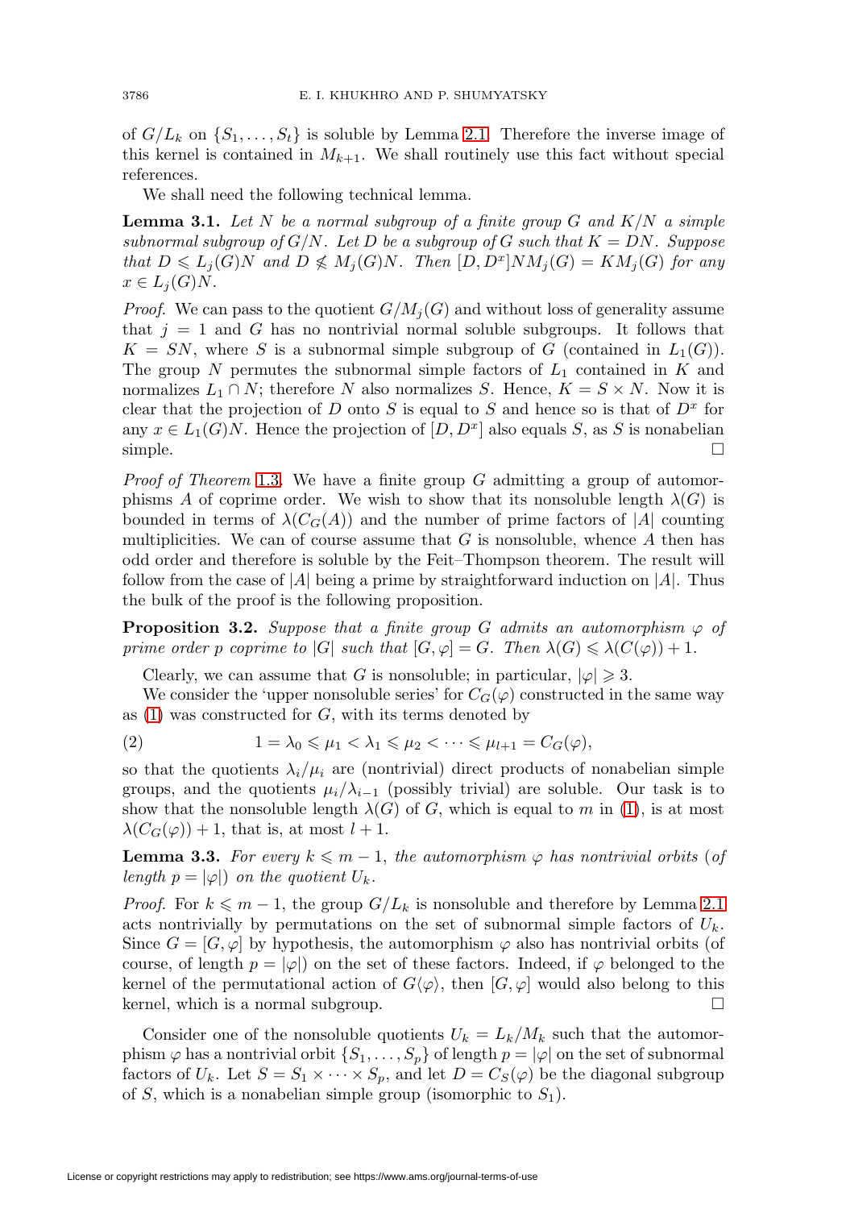of $G/L_k$ on $\{S_1, \dots, S_t\}$ is soluble by Lemma 2.1. Therefore the inverse image of this kernel is contained in $M_{k+1}$. We shall routinely use this fact without special references.

We shall need the following technical lemma.

**Lemma 3.1.** *Let $N$ be a normal subgroup of a finite group $G$ and $K/N$ a simple subnormal subgroup of $G/N$. Let $D$ be a subgroup of $G$ such that $K = DN$. Suppose that $D \leqslant L_j(G)N$ and $D \not\leqslant M_j(G)N$. Then $[D, D^x]NM_j(G) = KM_j(G)$ for any $x \in L_j(G)N$.*

*Proof.* We can pass to the quotient $G/M_j(G)$ and without loss of generality assume that $j = 1$ and $G$ has no nontrivial normal soluble subgroups. It follows that $K = SN$, where $S$ is a subnormal simple subgroup of $G$ (contained in $L_1(G)$). The group $N$ permutes the subnormal simple factors of $L_1$ contained in $K$ and normalizes $L_1 \cap N$; therefore $N$ also normalizes $S$. Hence, $K = S \times N$. Now it is clear that the projection of $D$ onto $S$ is equal to $S$ and hence so is that of $D^x$ for any $x \in L_1(G)N$. Hence the projection of $[D, D^x]$ also equals $S$, as $S$ is nonabelian simple. □

*Proof of Theorem* 1.3. We have a finite group $G$ admitting a group of automorphisms $A$ of coprime order. We wish to show that its nonsoluble length $\lambda(G)$ is bounded in terms of $\lambda(C_G(A))$ and the number of prime factors of $|A|$ counting multiplicities. We can of course assume that $G$ is nonsoluble, whence $A$ then has odd order and therefore is soluble by the Feit–Thompson theorem. The result will follow from the case of $|A|$ being a prime by straightforward induction on $|A|$. Thus the bulk of the proof is the following proposition.

**Proposition 3.2.** *Suppose that a finite group $G$ admits an automorphism $\varphi$ of prime order $p$ coprime to $|G|$ such that $[G, \varphi] = G$. Then $\lambda(G) \leqslant \lambda(C(\varphi)) + 1$.*

Clearly, we can assume that $G$ is nonsoluble; in particular, $|\varphi| \geqslant 3$.

We consider the 'upper nonsoluble series' for $C_G(\varphi)$ constructed in the same way as (1) was constructed for $G$, with its terms denoted by

$$1 = \lambda_0 \leqslant \mu_1 < \lambda_1 \leqslant \mu_2 < \cdots \leqslant \mu_{l+1} = C_G(\varphi), \tag{2}$$

so that the quotients $\lambda_i/\mu_i$ are (nontrivial) direct products of nonabelian simple groups, and the quotients $\mu_i/\lambda_{i-1}$ (possibly trivial) are soluble. Our task is to show that the nonsoluble length $\lambda(G)$ of $G$, which is equal to $m$ in (1), is at most $\lambda(C_G(\varphi)) + 1$, that is, at most $l + 1$.

**Lemma 3.3.** *For every $k \leqslant m - 1$, the automorphism $\varphi$ has nontrivial orbits* (*of length $p = |\varphi|$*) *on the quotient $U_k$.*

*Proof.* For $k \leqslant m - 1$, the group $G/L_k$ is nonsoluble and therefore by Lemma 2.1 acts nontrivially by permutations on the set of subnormal simple factors of $U_k$. Since $G = [G, \varphi]$ by hypothesis, the automorphism $\varphi$ also has nontrivial orbits (of course, of length $p = |\varphi|$) on the set of these factors. Indeed, if $\varphi$ belonged to the kernel of the permutational action of $G\langle\varphi\rangle$, then $[G, \varphi]$ would also belong to this kernel, which is a normal subgroup. □

Consider one of the nonsoluble quotients $U_k = L_k/M_k$ such that the automorphism $\varphi$ has a nontrivial orbit $\{S_1, \dots, S_p\}$ of length $p = |\varphi|$ on the set of subnormal factors of $U_k$. Let $S = S_1 \times \cdots \times S_p$, and let $D = C_S(\varphi)$ be the diagonal subgroup of $S$, which is a nonabelian simple group (isomorphic to $S_1$).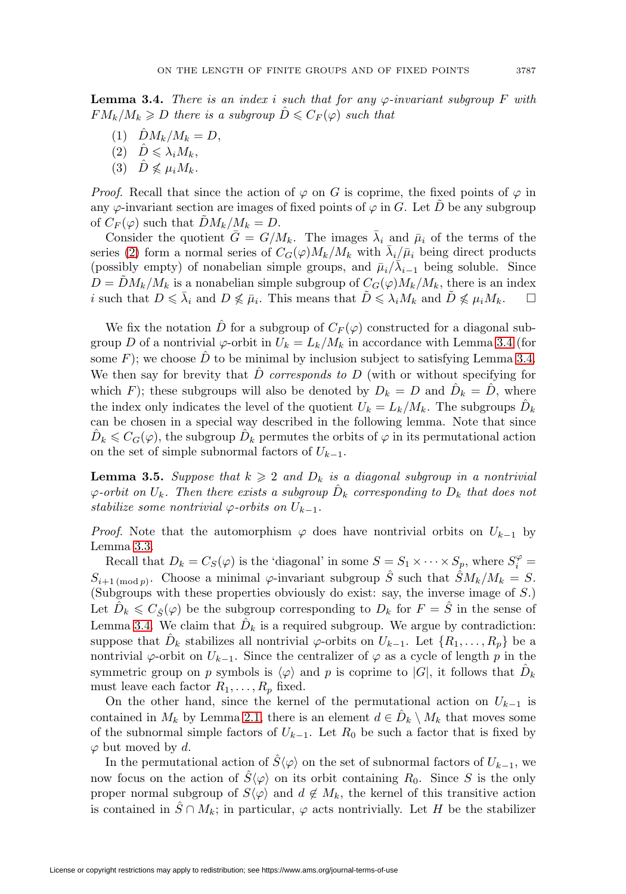**Lemma 3.4.** *There is an index $i$ such that for any $\varphi$-invariant subgroup $F$ with $FM_k/M_k \geqslant D$ there is a subgroup $\hat{D} \leqslant C_F(\varphi)$ such that*

(1) $\hat{D}M_k/M_k = D$,
(2) $\hat{D} \leqslant \lambda_i M_k$,
(3) $\hat{D} \nleqslant \mu_i M_k$.

*Proof.* Recall that since the action of $\varphi$ on $G$ is coprime, the fixed points of $\varphi$ in any $\varphi$-invariant section are images of fixed points of $\varphi$ in $G$. Let $\tilde{D}$ be any subgroup of $C_F(\varphi)$ such that $\tilde{D}M_k/M_k = D$.

Consider the quotient $\bar{G} = G/M_k$. The images $\bar{\lambda}_i$ and $\bar{\mu}_i$ of the terms of the series (2) form a normal series of $C_G(\varphi)M_k/M_k$ with $\bar{\lambda}_i/\bar{\mu}_i$ being direct products (possibly empty) of nonabelian simple groups, and $\bar{\mu}_i/\bar{\lambda}_{i-1}$ being soluble. Since $D = \tilde{D}M_k/M_k$ is a nonabelian simple subgroup of $C_G(\varphi)M_k/M_k$, there is an index $i$ such that $D \leqslant \bar{\lambda}_i$ and $D \nleqslant \bar{\mu}_i$. This means that $\tilde{D} \leqslant \lambda_i M_k$ and $\tilde{D} \nleqslant \mu_i M_k$. $\square$

We fix the notation $\hat{D}$ for a subgroup of $C_F(\varphi)$ constructed for a diagonal subgroup $D$ of a nontrivial $\varphi$-orbit in $U_k = L_k/M_k$ in accordance with Lemma 3.4 (for some $F$); we choose $\hat{D}$ to be minimal by inclusion subject to satisfying Lemma 3.4. We then say for brevity that $\hat{D}$ *corresponds to* $D$ (with or without specifying for which $F$); these subgroups will also be denoted by $D_k = D$ and $\hat{D}_k = \hat{D}$, where the index only indicates the level of the quotient $U_k = L_k/M_k$. The subgroups $\hat{D}_k$ can be chosen in a special way described in the following lemma. Note that since $\hat{D}_k \leqslant C_G(\varphi)$, the subgroup $\hat{D}_k$ permutes the orbits of $\varphi$ in its permutational action on the set of simple subnormal factors of $U_{k-1}$.

**Lemma 3.5.** *Suppose that $k \geqslant 2$ and $D_k$ is a diagonal subgroup in a nontrivial $\varphi$-orbit on $U_k$. Then there exists a subgroup $\hat{D}_k$ corresponding to $D_k$ that does not stabilize some nontrivial $\varphi$-orbits on $U_{k-1}$.*

*Proof.* Note that the automorphism $\varphi$ does have nontrivial orbits on $U_{k-1}$ by Lemma 3.3.

Recall that $D_k = C_S(\varphi)$ is the 'diagonal' in some $S = S_1 \times \cdots \times S_p$, where $S_i^{\varphi} = S_{i+1\,(\mathrm{mod}\,p)}$. Choose a minimal $\varphi$-invariant subgroup $\hat{S}$ such that $\hat{S}M_k/M_k = S$. (Subgroups with these properties obviously do exist: say, the inverse image of $S$.) Let $\hat{D}_k \leqslant C_{\hat{S}}(\varphi)$ be the subgroup corresponding to $D_k$ for $F = \hat{S}$ in the sense of Lemma 3.4. We claim that $\hat{D}_k$ is a required subgroup. We argue by contradiction: suppose that $\hat{D}_k$ stabilizes all nontrivial $\varphi$-orbits on $U_{k-1}$. Let $\{R_1, \dots, R_p\}$ be a nontrivial $\varphi$-orbit on $U_{k-1}$. Since the centralizer of $\varphi$ as a cycle of length $p$ in the symmetric group on $p$ symbols is $\langle\varphi\rangle$ and $p$ is coprime to $|G|$, it follows that $\hat{D}_k$ must leave each factor $R_1, \dots, R_p$ fixed.

On the other hand, since the kernel of the permutational action on $U_{k-1}$ is contained in $M_k$ by Lemma 2.1, there is an element $d \in \hat{D}_k \setminus M_k$ that moves some of the subnormal simple factors of $U_{k-1}$. Let $R_0$ be such a factor that is fixed by $\varphi$ but moved by $d$.

In the permutational action of $\hat{S}\langle\varphi\rangle$ on the set of subnormal factors of $U_{k-1}$, we now focus on the action of $\hat{S}\langle\varphi\rangle$ on its orbit containing $R_0$. Since $S$ is the only proper normal subgroup of $S\langle\varphi\rangle$ and $d \notin M_k$, the kernel of this transitive action is contained in $\hat{S} \cap M_k$; in particular, $\varphi$ acts nontrivially. Let $H$ be the stabilizer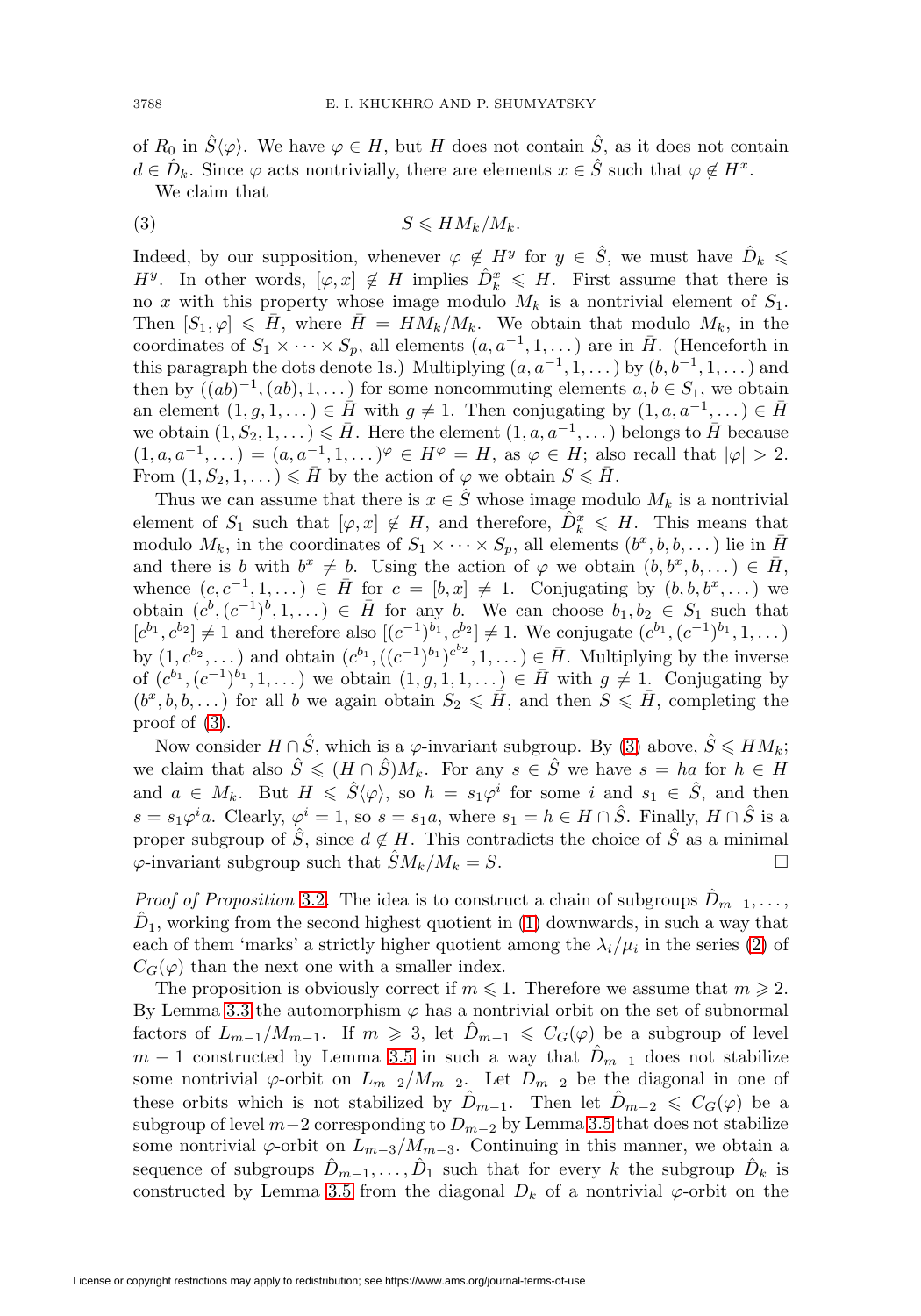of $R_0$ in $\hat{S}\langle\varphi\rangle$. We have $\varphi \in H$, but $H$ does not contain $\hat{S}$, as it does not contain $d \in \hat{D}_k$. Since $\varphi$ acts nontrivially, there are elements $x \in \hat{S}$ such that $\varphi \notin H^x$.

We claim that

$$S \leqslant HM_k/M_k. \tag{3}$$

Indeed, by our supposition, whenever $\varphi \notin H^y$ for $y \in \hat{S}$, we must have $\hat{D}_k \leqslant H^y$. In other words, $[\varphi, x] \notin H$ implies $\hat{D}_k^x \leqslant H$. First assume that there is no $x$ with this property whose image modulo $M_k$ is a nontrivial element of $S_1$. Then $[S_1, \varphi] \leqslant \bar{H}$, where $\bar{H} = HM_k/M_k$. We obtain that modulo $M_k$, in the coordinates of $S_1 \times \cdots \times S_p$, all elements $(a, a^{-1}, 1, \dots)$ are in $\bar{H}$. (Henceforth in this paragraph the dots denote 1s.) Multiplying $(a, a^{-1}, 1, \dots)$ by $(b, b^{-1}, 1, \dots)$ and then by $((ab)^{-1}, (ab), 1, \dots)$ for some noncommuting elements $a, b \in S_1$, we obtain an element $(1, g, 1, \dots) \in \bar{H}$ with $g \neq 1$. Then conjugating by $(1, a, a^{-1}, \dots) \in \bar{H}$ we obtain $(1, S_2, 1, \dots) \leqslant \bar{H}$. Here the element $(1, a, a^{-1}, \dots)$ belongs to $\bar{H}$ because $(1, a, a^{-1}, \dots) = (a, a^{-1}, 1, \dots)^{\varphi} \in H^{\varphi} = H$, as $\varphi \in H$; also recall that $|\varphi| > 2$. From $(1, S_2, 1, \dots) \leqslant \bar{H}$ by the action of $\varphi$ we obtain $S \leqslant \bar{H}$.

Thus we can assume that there is $x \in \hat{S}$ whose image modulo $M_k$ is a nontrivial element of $S_1$ such that $[\varphi, x] \notin H$, and therefore, $\hat{D}_k^x \leqslant H$. This means that modulo $M_k$, in the coordinates of $S_1 \times \cdots \times S_p$, all elements $(b^x, b, b, \dots)$ lie in $\bar{H}$ and there is $b$ with $b^x \neq b$. Using the action of $\varphi$ we obtain $(b, b^x, b, \dots) \in \bar{H}$, whence $(c, c^{-1}, 1, \dots) \in \bar{H}$ for $c = [b, x] \neq 1$. Conjugating by $(b, b, b^x, \dots)$ we obtain $(c^b, (c^{-1})^b, 1, \dots) \in \bar{H}$ for any $b$. We can choose $b_1, b_2 \in S_1$ such that $[c^{b_1}, c^{b_2}] \neq 1$ and therefore also $[(c^{-1})^{b_1}, c^{b_2}] \neq 1$. We conjugate $(c^{b_1}, (c^{-1})^{b_1}, 1, \dots)$ by $(1, c^{b_2}, \dots)$ and obtain $(c^{b_1}, ((c^{-1})^{b_1})^{c^{b_2}}, 1, \dots) \in \bar{H}$. Multiplying by the inverse of $(c^{b_1}, (c^{-1})^{b_1}, 1, \dots)$ we obtain $(1, g, 1, 1, \dots) \in \bar{H}$ with $g \neq 1$. Conjugating by $(b^x, b, b, \dots)$ for all $b$ we again obtain $S_2 \leqslant \bar{H}$, and then $S \leqslant \bar{H}$, completing the proof of (3).

Now consider $H \cap \hat{S}$, which is a $\varphi$-invariant subgroup. By (3) above, $\hat{S} \leqslant HM_k$; we claim that also $\hat{S} \leqslant (H \cap \hat{S})M_k$. For any $s \in \hat{S}$ we have $s = ha$ for $h \in H$ and $a \in M_k$. But $H \leqslant \hat{S}\langle\varphi\rangle$, so $h = s_1\varphi^i$ for some $i$ and $s_1 \in \hat{S}$, and then $s = s_1\varphi^i a$. Clearly, $\varphi^i = 1$, so $s = s_1 a$, where $s_1 = h \in H \cap \hat{S}$. Finally, $H \cap \hat{S}$ is a proper subgroup of $\hat{S}$, since $d \notin H$. This contradicts the choice of $\hat{S}$ as a minimal $\varphi$-invariant subgroup such that $\hat{S}M_k/M_k = S$. $\square$

*Proof of Proposition* 3.2. The idea is to construct a chain of subgroups $\hat{D}_{m-1}, \dots, \hat{D}_1$, working from the second highest quotient in (1) downwards, in such a way that each of them 'marks' a strictly higher quotient among the $\lambda_i/\mu_i$ in the series (2) of $C_G(\varphi)$ than the next one with a smaller index.

The proposition is obviously correct if $m \leqslant 1$. Therefore we assume that $m \geqslant 2$. By Lemma 3.3 the automorphism $\varphi$ has a nontrivial orbit on the set of subnormal factors of $L_{m-1}/M_{m-1}$. If $m \geqslant 3$, let $\hat{D}_{m-1} \leqslant C_G(\varphi)$ be a subgroup of level $m-1$ constructed by Lemma 3.5 in such a way that $\hat{D}_{m-1}$ does not stabilize some nontrivial $\varphi$-orbit on $L_{m-2}/M_{m-2}$. Let $D_{m-2}$ be the diagonal in one of these orbits which is not stabilized by $\hat{D}_{m-1}$. Then let $\hat{D}_{m-2} \leqslant C_G(\varphi)$ be a subgroup of level $m-2$ corresponding to $D_{m-2}$ by Lemma 3.5 that does not stabilize some nontrivial $\varphi$-orbit on $L_{m-3}/M_{m-3}$. Continuing in this manner, we obtain a sequence of subgroups $\hat{D}_{m-1}, \dots, \hat{D}_1$ such that for every $k$ the subgroup $\hat{D}_k$ is constructed by Lemma 3.5 from the diagonal $D_k$ of a nontrivial $\varphi$-orbit on the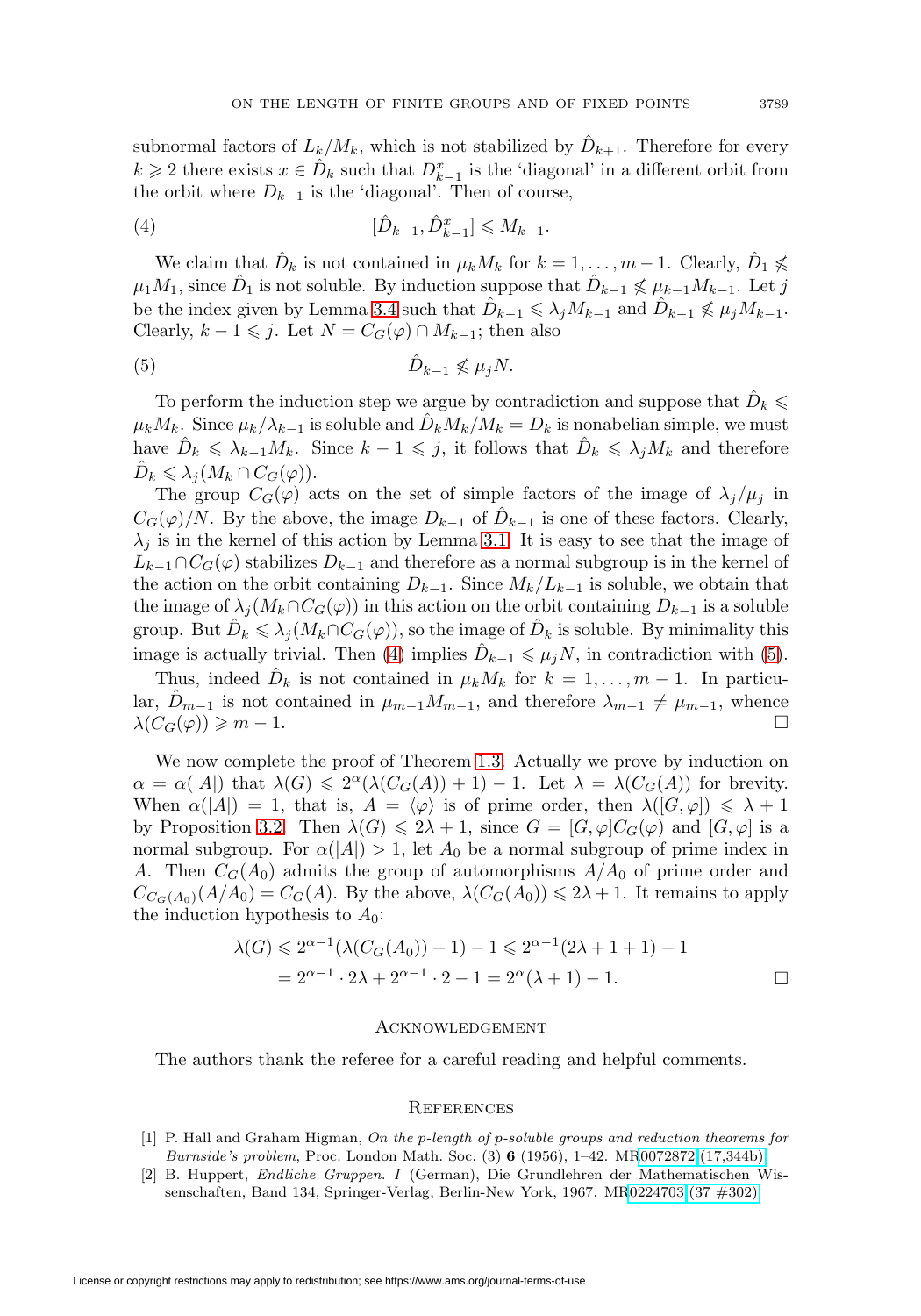subnormal factors of $L_k/M_k$, which is not stabilized by $\hat{D}_{k+1}$. Therefore for every $k \geqslant 2$ there exists $x \in \hat{D}_k$ such that $D_{k-1}^x$ is the 'diagonal' in a different orbit from the orbit where $D_{k-1}$ is the 'diagonal'. Then of course,

$$[\hat{D}_{k-1}, \hat{D}_{k-1}^x] \leqslant M_{k-1}. \tag{4}$$

We claim that $\hat{D}_k$ is not contained in $\mu_k M_k$ for $k = 1, \ldots, m-1$. Clearly, $\hat{D}_1 \not\leqslant \mu_1 M_1$, since $\hat{D}_1$ is not soluble. By induction suppose that $\hat{D}_{k-1} \not\leqslant \mu_{k-1} M_{k-1}$. Let $j$ be the index given by Lemma 3.4 such that $\hat{D}_{k-1} \leqslant \lambda_j M_{k-1}$ and $\hat{D}_{k-1} \not\leqslant \mu_j M_{k-1}$. Clearly, $k-1 \leqslant j$. Let $N = C_G(\varphi) \cap M_{k-1}$; then also

$$\hat{D}_{k-1} \not\leqslant \mu_j N. \tag{5}$$

To perform the induction step we argue by contradiction and suppose that $\hat{D}_k \leqslant \mu_k M_k$. Since $\mu_k/\lambda_{k-1}$ is soluble and $\hat{D}_k M_k / M_k = D_k$ is nonabelian simple, we must have $\hat{D}_k \leqslant \lambda_{k-1} M_k$. Since $k-1 \leqslant j$, it follows that $\hat{D}_k \leqslant \lambda_j M_k$ and therefore $\hat{D}_k \leqslant \lambda_j (M_k \cap C_G(\varphi))$.

The group $C_G(\varphi)$ acts on the set of simple factors of the image of $\lambda_j/\mu_j$ in $C_G(\varphi)/N$. By the above, the image $D_{k-1}$ of $\hat{D}_{k-1}$ is one of these factors. Clearly, $\lambda_j$ is in the kernel of this action by Lemma 3.1. It is easy to see that the image of $L_{k-1} \cap C_G(\varphi)$ stabilizes $D_{k-1}$ and therefore as a normal subgroup is in the kernel of the action on the orbit containing $D_{k-1}$. Since $M_k/L_{k-1}$ is soluble, we obtain that the image of $\lambda_j(M_k \cap C_G(\varphi))$ in this action on the orbit containing $D_{k-1}$ is a soluble group. But $\hat{D}_k \leqslant \lambda_j(M_k \cap C_G(\varphi))$, so the image of $\hat{D}_k$ is soluble. By minimality this image is actually trivial. Then (4) implies $\hat{D}_{k-1} \leqslant \mu_j N$, in contradiction with (5).

Thus, indeed $\hat{D}_k$ is not contained in $\mu_k M_k$ for $k = 1, \ldots, m-1$. In particular, $\hat{D}_{m-1}$ is not contained in $\mu_{m-1} M_{m-1}$, and therefore $\lambda_{m-1} \neq \mu_{m-1}$, whence $\lambda(C_G(\varphi)) \geqslant m-1$. $\square$

We now complete the proof of Theorem 1.3. Actually we prove by induction on $\alpha = \alpha(|A|)$ that $\lambda(G) \leqslant 2^{\alpha}(\lambda(C_G(A)) + 1) - 1$. Let $\lambda = \lambda(C_G(A))$ for brevity. When $\alpha(|A|) = 1$, that is, $A = \langle \varphi \rangle$ is of prime order, then $\lambda([G, \varphi]) \leqslant \lambda + 1$ by Proposition 3.2. Then $\lambda(G) \leqslant 2\lambda + 1$, since $G = [G, \varphi] C_G(\varphi)$ and $[G, \varphi]$ is a normal subgroup. For $\alpha(|A|) > 1$, let $A_0$ be a normal subgroup of prime index in $A$. Then $C_G(A_0)$ admits the group of automorphisms $A/A_0$ of prime order and $C_{C_G(A_0)}(A/A_0) = C_G(A)$. By the above, $\lambda(C_G(A_0)) \leqslant 2\lambda + 1$. It remains to apply the induction hypothesis to $A_0$:

$$\begin{aligned}\lambda(G) &\leqslant 2^{\alpha-1}(\lambda(C_G(A_0)) + 1) - 1 \leqslant 2^{\alpha-1}(2\lambda + 1 + 1) - 1 \\ &= 2^{\alpha-1} \cdot 2\lambda + 2^{\alpha-1} \cdot 2 - 1 = 2^{\alpha}(\lambda + 1) - 1.\end{aligned}$$

$\square$

## Acknowledgement

The authors thank the referee for a careful reading and helpful comments.

## References

[1] P. Hall and Graham Higman, *On the p-length of p-soluble groups and reduction theorems for Burnside's problem*, Proc. London Math. Soc. (3) **6** (1956), 1–42. MR0072872 (17,344b)

[2] B. Huppert, *Endliche Gruppen. I* (German), Die Grundlehren der Mathematischen Wissenschaften, Band 134, Springer-Verlag, Berlin-New York, 1967. MR0224703 (37 #302)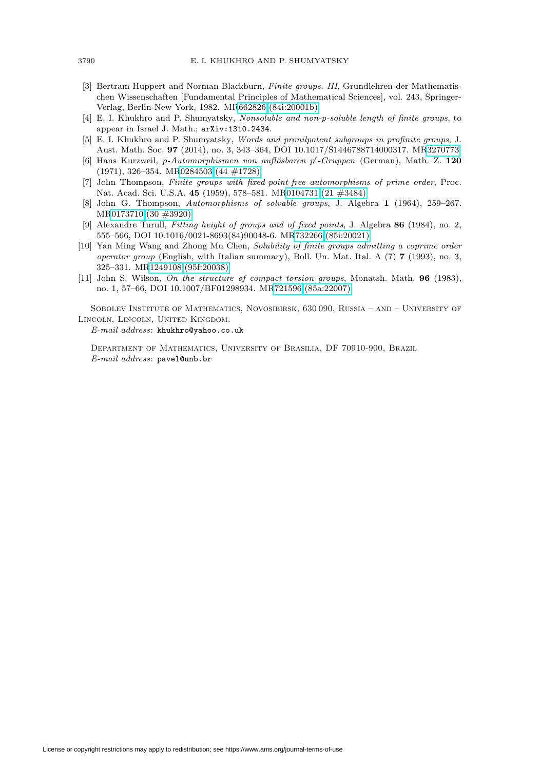[3] Bertram Huppert and Norman Blackburn, *Finite groups. III*, Grundlehren der Mathematischen Wissenschaften [Fundamental Principles of Mathematical Sciences], vol. 243, Springer-Verlag, Berlin-New York, 1982. MR662826 (84i:20001b)

[4] E. I. Khukhro and P. Shumyatsky, *Nonsoluble and non-p-soluble length of finite groups*, to appear in Israel J. Math.; `arXiv:1310.2434`.

[5] E. I. Khukhro and P. Shumyatsky, *Words and pronilpotent subgroups in profinite groups*, J. Aust. Math. Soc. **97** (2014), no. 3, 343–364, DOI 10.1017/S1446788714000317. MR3270773

[6] Hans Kurzweil, *p-Automorphismen von auflösbaren $p'$-Gruppen* (German), Math. Z. **120** (1971), 326–354. MR0284503 (44 #1728)

[7] John Thompson, *Finite groups with fixed-point-free automorphisms of prime order*, Proc. Nat. Acad. Sci. U.S.A. **45** (1959), 578–581. MR0104731 (21 #3484)

[8] John G. Thompson, *Automorphisms of solvable groups*, J. Algebra **1** (1964), 259–267. MR0173710 (30 #3920)

[9] Alexandre Turull, *Fitting height of groups and of fixed points*, J. Algebra **86** (1984), no. 2, 555–566, DOI 10.1016/0021-8693(84)90048-6. MR732266 (85i:20021)

[10] Yan Ming Wang and Zhong Mu Chen, *Solubility of finite groups admitting a coprime order operator group* (English, with Italian summary), Boll. Un. Mat. Ital. A (7) **7** (1993), no. 3, 325–331. MR1249108 (95f:20038)

[11] John S. Wilson, *On the structure of compact torsion groups*, Monatsh. Math. **96** (1983), no. 1, 57–66, DOI 10.1007/BF01298934. MR721596 (85a:22007)

Sobolev Institute of Mathematics, Novosibirsk, 630 090, Russia – and – University of Lincoln, Lincoln, United Kingdom.

*E-mail address*: `khukhro@yahoo.co.uk`

Department of Mathematics, University of Brasilia, DF 70910-900, Brazil

*E-mail address*: `pavel@unb.br`